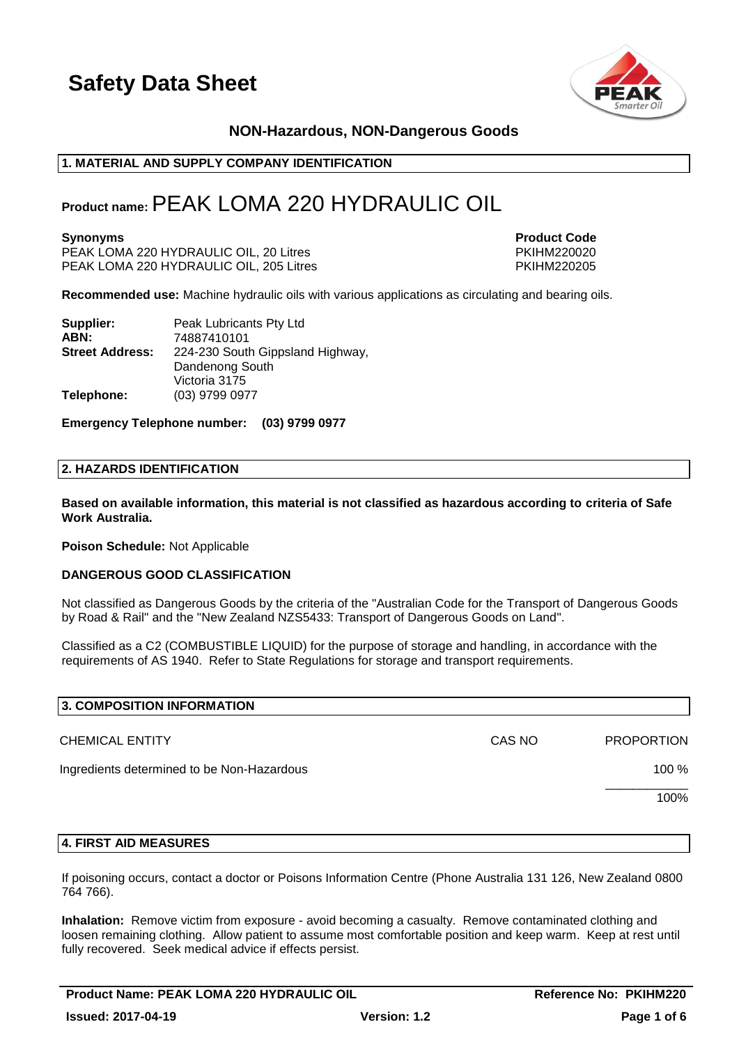# Safety Data Sheet

**NON-Hazardous, NON-Dangerous Goods**

## 1. MATERIAL AND SUPPLY COMPANY IDENTIFICATION

**Product name:** PEAK LOMA 220 HYDRAULIC OIL

| **Synonyms** | **Product Code** |
| --- | --- |
| PEAK LOMA 220 HYDRAULIC OIL, 20 Litres | PKIHM220020 |
| PEAK LOMA 220 HYDRAULIC OIL, 205 Litres | PKIHM220205 |

**Recommended use:** Machine hydraulic oils with various applications as circulating and bearing oils.

**Supplier:** Peak Lubricants Pty Ltd
**ABN:** 74887410101
**Street Address:** 224-230 South Gippsland Highway, Dandenong South Victoria 3175
**Telephone:** (03) 9799 0977

**Emergency Telephone number: (03) 9799 0977**

## 2. HAZARDS IDENTIFICATION

**Based on available information, this material is not classified as hazardous according to criteria of Safe Work Australia.**

**Poison Schedule:** Not Applicable

**DANGEROUS GOOD CLASSIFICATION**

Not classified as Dangerous Goods by the criteria of the "Australian Code for the Transport of Dangerous Goods by Road & Rail" and the "New Zealand NZS5433: Transport of Dangerous Goods on Land".

Classified as a C2 (COMBUSTIBLE LIQUID) for the purpose of storage and handling, in accordance with the requirements of AS 1940. Refer to State Regulations for storage and transport requirements.

## 3. COMPOSITION INFORMATION

| CHEMICAL ENTITY | CAS NO | PROPORTION |
| --- | --- | --- |
| Ingredients determined to be Non-Hazardous | | 100 % |
| | | 100% |

## 4. FIRST AID MEASURES

If poisoning occurs, contact a doctor or Poisons Information Centre (Phone Australia 131 126, New Zealand 0800 764 766).

**Inhalation:** Remove victim from exposure - avoid becoming a casualty. Remove contaminated clothing and loosen remaining clothing. Allow patient to assume most comfortable position and keep warm. Keep at rest until fully recovered. Seek medical advice if effects persist.

Product Name: PEAK LOMA 220 HYDRAULIC OIL | Reference No: PKIHM220 | Issued: 2017-04-19 | Version: 1.2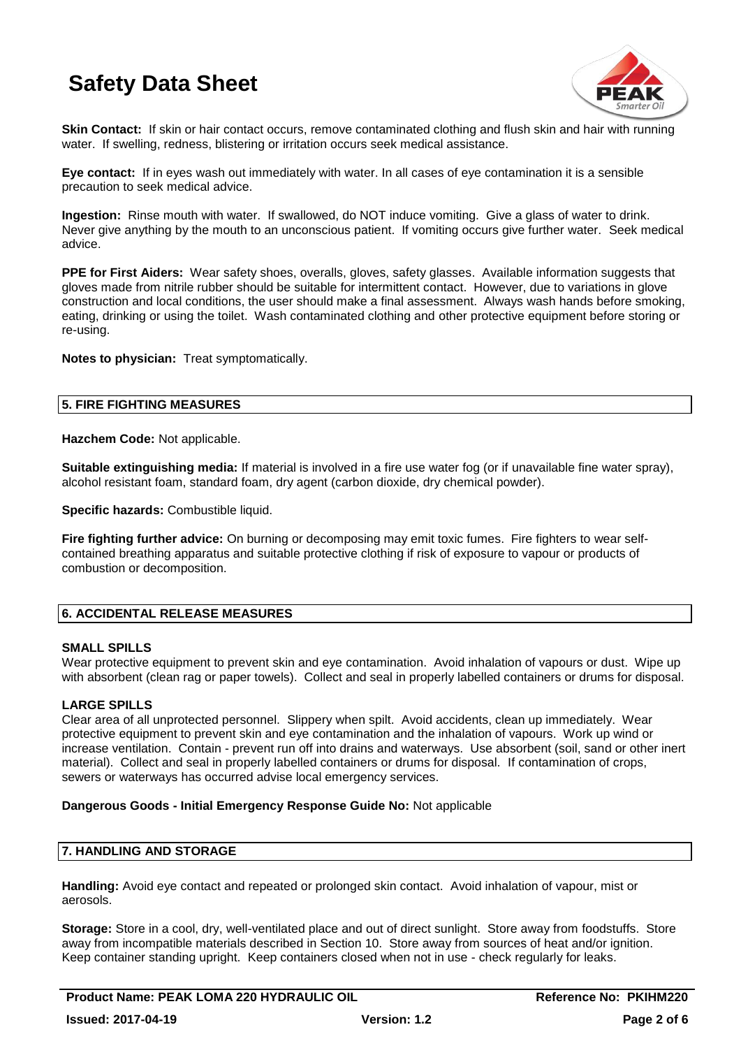**Skin Contact:** If skin or hair contact occurs, remove contaminated clothing and flush skin and hair with running water. If swelling, redness, blistering or irritation occurs seek medical assistance.

**Eye contact:** If in eyes wash out immediately with water. In all cases of eye contamination it is a sensible precaution to seek medical advice.

**Ingestion:** Rinse mouth with water. If swallowed, do NOT induce vomiting. Give a glass of water to drink. Never give anything by the mouth to an unconscious patient. If vomiting occurs give further water. Seek medical advice.

**PPE for First Aiders:** Wear safety shoes, overalls, gloves, safety glasses. Available information suggests that gloves made from nitrile rubber should be suitable for intermittent contact. However, due to variations in glove construction and local conditions, the user should make a final assessment. Always wash hands before smoking, eating, drinking or using the toilet. Wash contaminated clothing and other protective equipment before storing or re-using.

**Notes to physician:** Treat symptomatically.

## 5. FIRE FIGHTING MEASURES

**Hazchem Code:** Not applicable.

**Suitable extinguishing media:** If material is involved in a fire use water fog (or if unavailable fine water spray), alcohol resistant foam, standard foam, dry agent (carbon dioxide, dry chemical powder).

**Specific hazards:** Combustible liquid.

**Fire fighting further advice:** On burning or decomposing may emit toxic fumes. Fire fighters to wear self-contained breathing apparatus and suitable protective clothing if risk of exposure to vapour or products of combustion or decomposition.

## 6. ACCIDENTAL RELEASE MEASURES

### SMALL SPILLS

Wear protective equipment to prevent skin and eye contamination. Avoid inhalation of vapours or dust. Wipe up with absorbent (clean rag or paper towels). Collect and seal in properly labelled containers or drums for disposal.

### LARGE SPILLS

Clear area of all unprotected personnel. Slippery when spilt. Avoid accidents, clean up immediately. Wear protective equipment to prevent skin and eye contamination and the inhalation of vapours. Work up wind or increase ventilation. Contain - prevent run off into drains and waterways. Use absorbent (soil, sand or other inert material). Collect and seal in properly labelled containers or drums for disposal. If contamination of crops, sewers or waterways has occurred advise local emergency services.

**Dangerous Goods - Initial Emergency Response Guide No:** Not applicable

## 7. HANDLING AND STORAGE

**Handling:** Avoid eye contact and repeated or prolonged skin contact. Avoid inhalation of vapour, mist or aerosols.

**Storage:** Store in a cool, dry, well-ventilated place and out of direct sunlight. Store away from foodstuffs. Store away from incompatible materials described in Section 10. Store away from sources of heat and/or ignition. Keep container standing upright. Keep containers closed when not in use - check regularly for leaks.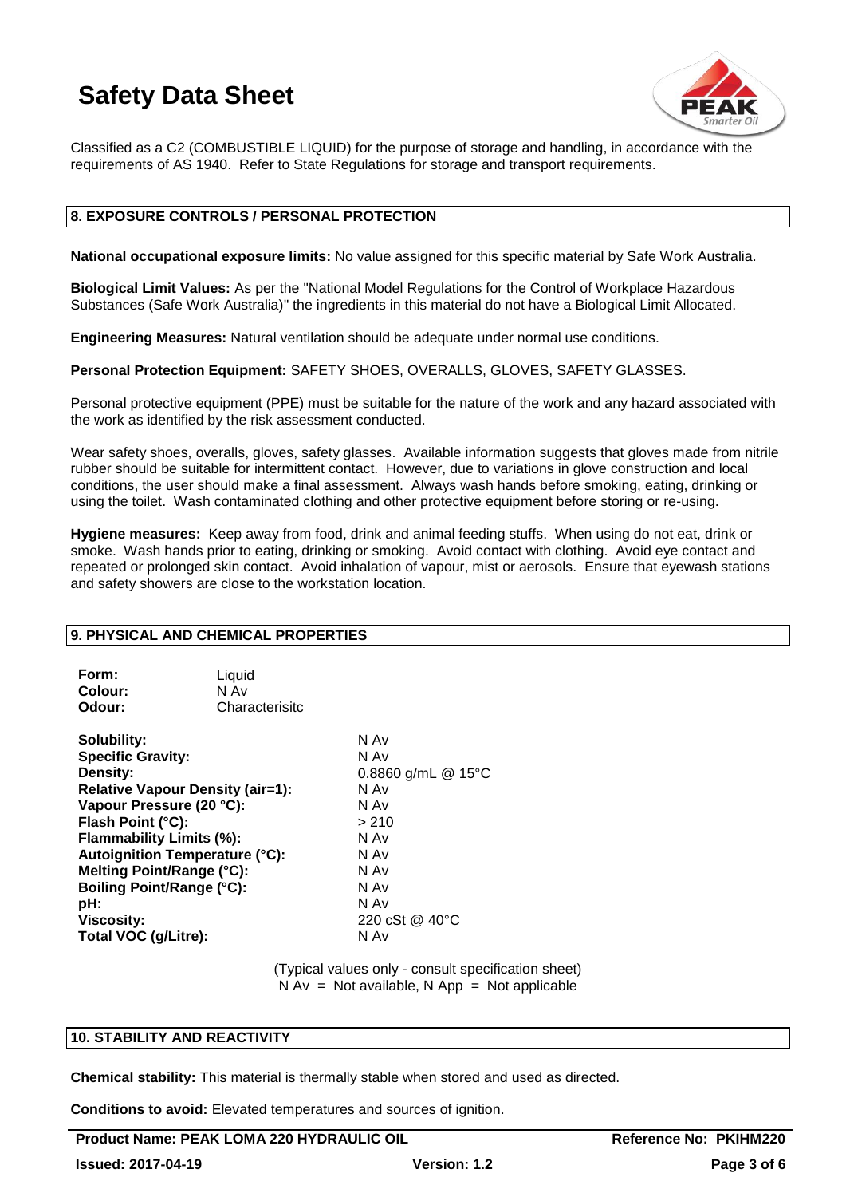Classified as a C2 (COMBUSTIBLE LIQUID) for the purpose of storage and handling, in accordance with the requirements of AS 1940. Refer to State Regulations for storage and transport requirements.

## 8. EXPOSURE CONTROLS / PERSONAL PROTECTION

**National occupational exposure limits:** No value assigned for this specific material by Safe Work Australia.

**Biological Limit Values:** As per the "National Model Regulations for the Control of Workplace Hazardous Substances (Safe Work Australia)" the ingredients in this material do not have a Biological Limit Allocated.

**Engineering Measures:** Natural ventilation should be adequate under normal use conditions.

**Personal Protection Equipment:** SAFETY SHOES, OVERALLS, GLOVES, SAFETY GLASSES.

Personal protective equipment (PPE) must be suitable for the nature of the work and any hazard associated with the work as identified by the risk assessment conducted.

Wear safety shoes, overalls, gloves, safety glasses. Available information suggests that gloves made from nitrile rubber should be suitable for intermittent contact. However, due to variations in glove construction and local conditions, the user should make a final assessment. Always wash hands before smoking, eating, drinking or using the toilet. Wash contaminated clothing and other protective equipment before storing or re-using.

**Hygiene measures:** Keep away from food, drink and animal feeding stuffs. When using do not eat, drink or smoke. Wash hands prior to eating, drinking or smoking. Avoid contact with clothing. Avoid eye contact and repeated or prolonged skin contact. Avoid inhalation of vapour, mist or aerosols. Ensure that eyewash stations and safety showers are close to the workstation location.

## 9. PHYSICAL AND CHEMICAL PROPERTIES

| | |
|---|---|
| **Form:** | Liquid |
| **Colour:** | N Av |
| **Odour:** | Characterisitc |

| | |
|---|---|
| **Solubility:** | N Av |
| **Specific Gravity:** | N Av |
| **Density:** | 0.8860 g/mL @ 15°C |
| **Relative Vapour Density (air=1):** | N Av |
| **Vapour Pressure (20 °C):** | N Av |
| **Flash Point (°C):** | > 210 |
| **Flammability Limits (%):** | N Av |
| **Autoignition Temperature (°C):** | N Av |
| **Melting Point/Range (°C):** | N Av |
| **Boiling Point/Range (°C):** | N Av |
| **pH:** | N Av |
| **Viscosity:** | 220 cSt @ 40°C |
| **Total VOC (g/Litre):** | N Av |

(Typical values only - consult specification sheet)
N Av = Not available, N App = Not applicable

## 10. STABILITY AND REACTIVITY

**Chemical stability:** This material is thermally stable when stored and used as directed.

**Conditions to avoid:** Elevated temperatures and sources of ignition.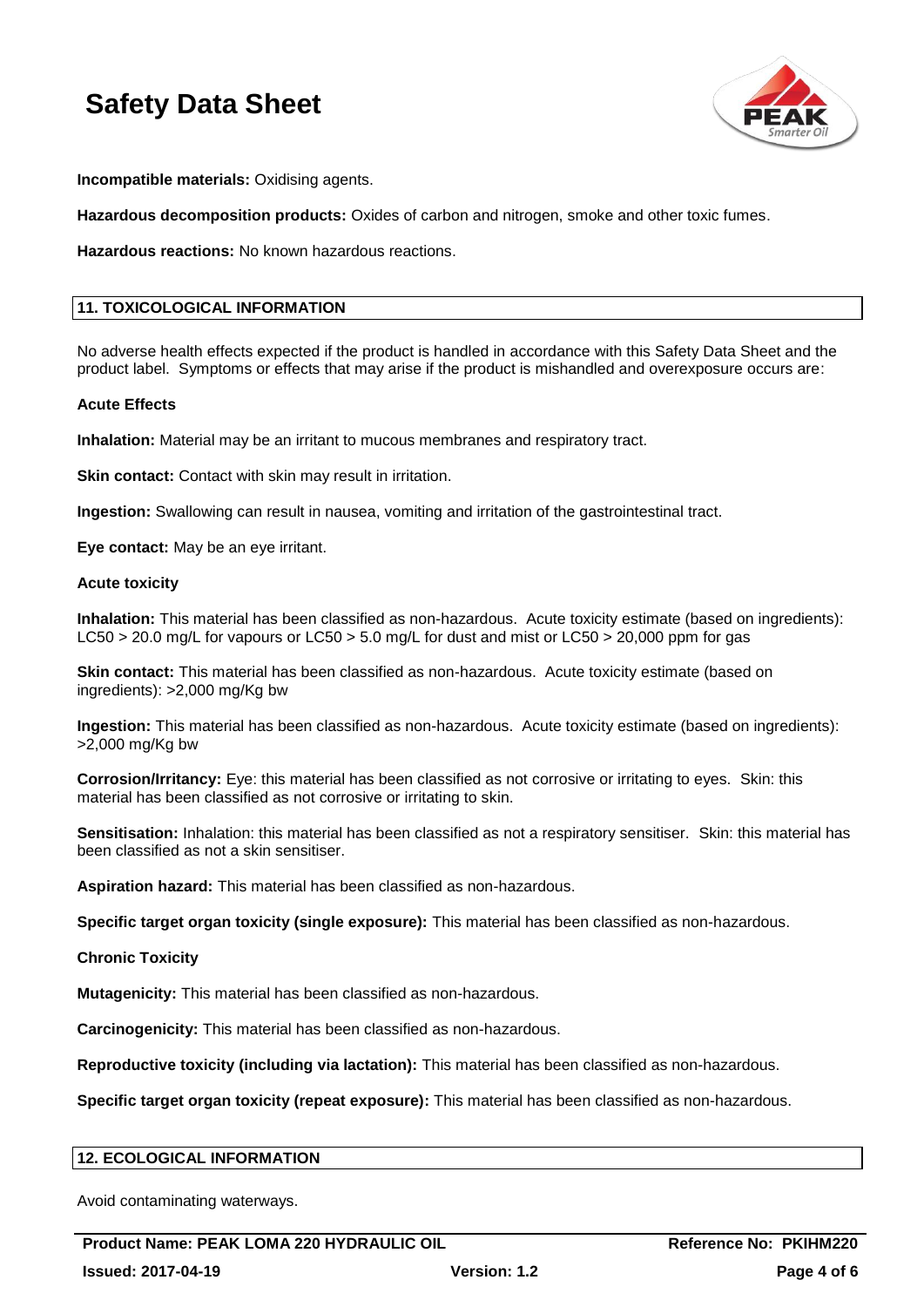**Incompatible materials:** Oxidising agents.

**Hazardous decomposition products:** Oxides of carbon and nitrogen, smoke and other toxic fumes.

**Hazardous reactions:** No known hazardous reactions.

## 11. TOXICOLOGICAL INFORMATION

No adverse health effects expected if the product is handled in accordance with this Safety Data Sheet and the product label. Symptoms or effects that may arise if the product is mishandled and overexposure occurs are:

**Acute Effects**

**Inhalation:** Material may be an irritant to mucous membranes and respiratory tract.

**Skin contact:** Contact with skin may result in irritation.

**Ingestion:** Swallowing can result in nausea, vomiting and irritation of the gastrointestinal tract.

**Eye contact:** May be an eye irritant.

**Acute toxicity**

**Inhalation:** This material has been classified as non-hazardous. Acute toxicity estimate (based on ingredients): LC50 > 20.0 mg/L for vapours or LC50 > 5.0 mg/L for dust and mist or LC50 > 20,000 ppm for gas

**Skin contact:** This material has been classified as non-hazardous. Acute toxicity estimate (based on ingredients): >2,000 mg/Kg bw

**Ingestion:** This material has been classified as non-hazardous. Acute toxicity estimate (based on ingredients): >2,000 mg/Kg bw

**Corrosion/Irritancy:** Eye: this material has been classified as not corrosive or irritating to eyes. Skin: this material has been classified as not corrosive or irritating to skin.

**Sensitisation:** Inhalation: this material has been classified as not a respiratory sensitiser. Skin: this material has been classified as not a skin sensitiser.

**Aspiration hazard:** This material has been classified as non-hazardous.

**Specific target organ toxicity (single exposure):** This material has been classified as non-hazardous.

**Chronic Toxicity**

**Mutagenicity:** This material has been classified as non-hazardous.

**Carcinogenicity:** This material has been classified as non-hazardous.

**Reproductive toxicity (including via lactation):** This material has been classified as non-hazardous.

**Specific target organ toxicity (repeat exposure):** This material has been classified as non-hazardous.

## 12. ECOLOGICAL INFORMATION

Avoid contaminating waterways.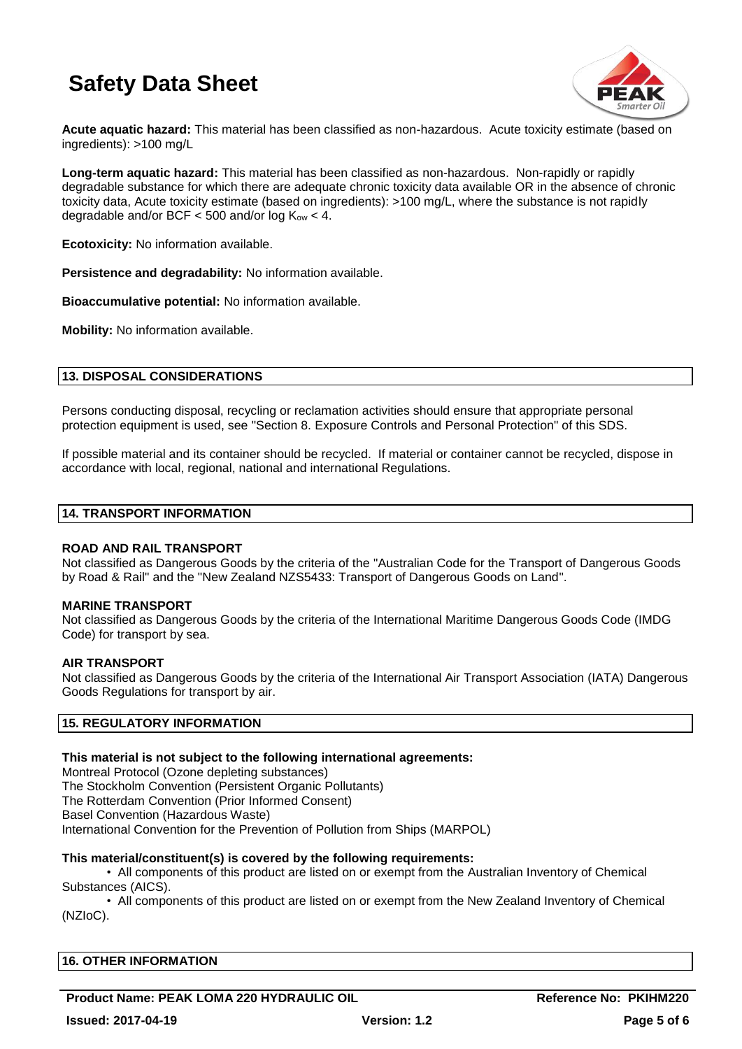**Acute aquatic hazard:** This material has been classified as non-hazardous. Acute toxicity estimate (based on ingredients): >100 mg/L

**Long-term aquatic hazard:** This material has been classified as non-hazardous. Non-rapidly or rapidly degradable substance for which there are adequate chronic toxicity data available OR in the absence of chronic toxicity data, Acute toxicity estimate (based on ingredients): >100 mg/L, where the substance is not rapidly degradable and/or BCF < 500 and/or log $K_{ow}$ < 4.

**Ecotoxicity:** No information available.

**Persistence and degradability:** No information available.

**Bioaccumulative potential:** No information available.

**Mobility:** No information available.

## 13. DISPOSAL CONSIDERATIONS

Persons conducting disposal, recycling or reclamation activities should ensure that appropriate personal protection equipment is used, see "Section 8. Exposure Controls and Personal Protection" of this SDS.

If possible material and its container should be recycled. If material or container cannot be recycled, dispose in accordance with local, regional, national and international Regulations.

## 14. TRANSPORT INFORMATION

### ROAD AND RAIL TRANSPORT

Not classified as Dangerous Goods by the criteria of the "Australian Code for the Transport of Dangerous Goods by Road & Rail" and the "New Zealand NZS5433: Transport of Dangerous Goods on Land".

### MARINE TRANSPORT

Not classified as Dangerous Goods by the criteria of the International Maritime Dangerous Goods Code (IMDG Code) for transport by sea.

### AIR TRANSPORT

Not classified as Dangerous Goods by the criteria of the International Air Transport Association (IATA) Dangerous Goods Regulations for transport by air.

## 15. REGULATORY INFORMATION

**This material is not subject to the following international agreements:**

Montreal Protocol (Ozone depleting substances)
The Stockholm Convention (Persistent Organic Pollutants)
The Rotterdam Convention (Prior Informed Consent)
Basel Convention (Hazardous Waste)
International Convention for the Prevention of Pollution from Ships (MARPOL)

**This material/constituent(s) is covered by the following requirements:**

- All components of this product are listed on or exempt from the Australian Inventory of Chemical Substances (AICS).
- All components of this product are listed on or exempt from the New Zealand Inventory of Chemical (NZIoC).

## 16. OTHER INFORMATION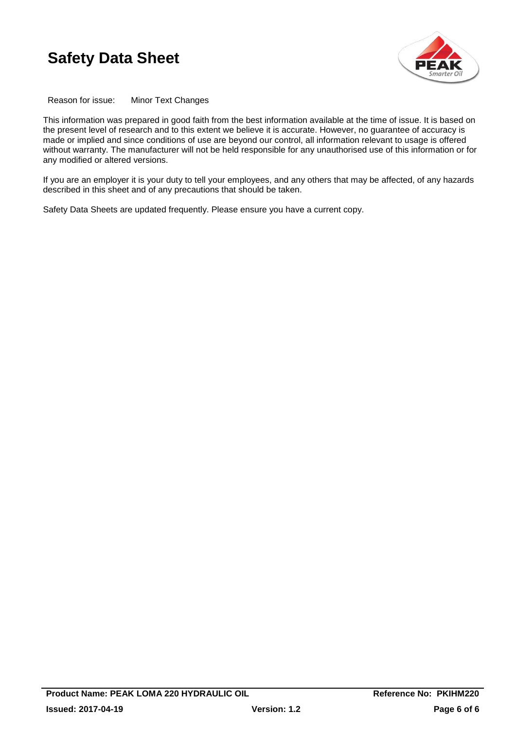Reason for issue: Minor Text Changes

This information was prepared in good faith from the best information available at the time of issue. It is based on the present level of research and to this extent we believe it is accurate. However, no guarantee of accuracy is made or implied and since conditions of use are beyond our control, all information relevant to usage is offered without warranty. The manufacturer will not be held responsible for any unauthorised use of this information or for any modified or altered versions.

If you are an employer it is your duty to tell your employees, and any others that may be affected, of any hazards described in this sheet and of any precautions that should be taken.

Safety Data Sheets are updated frequently. Please ensure you have a current copy.